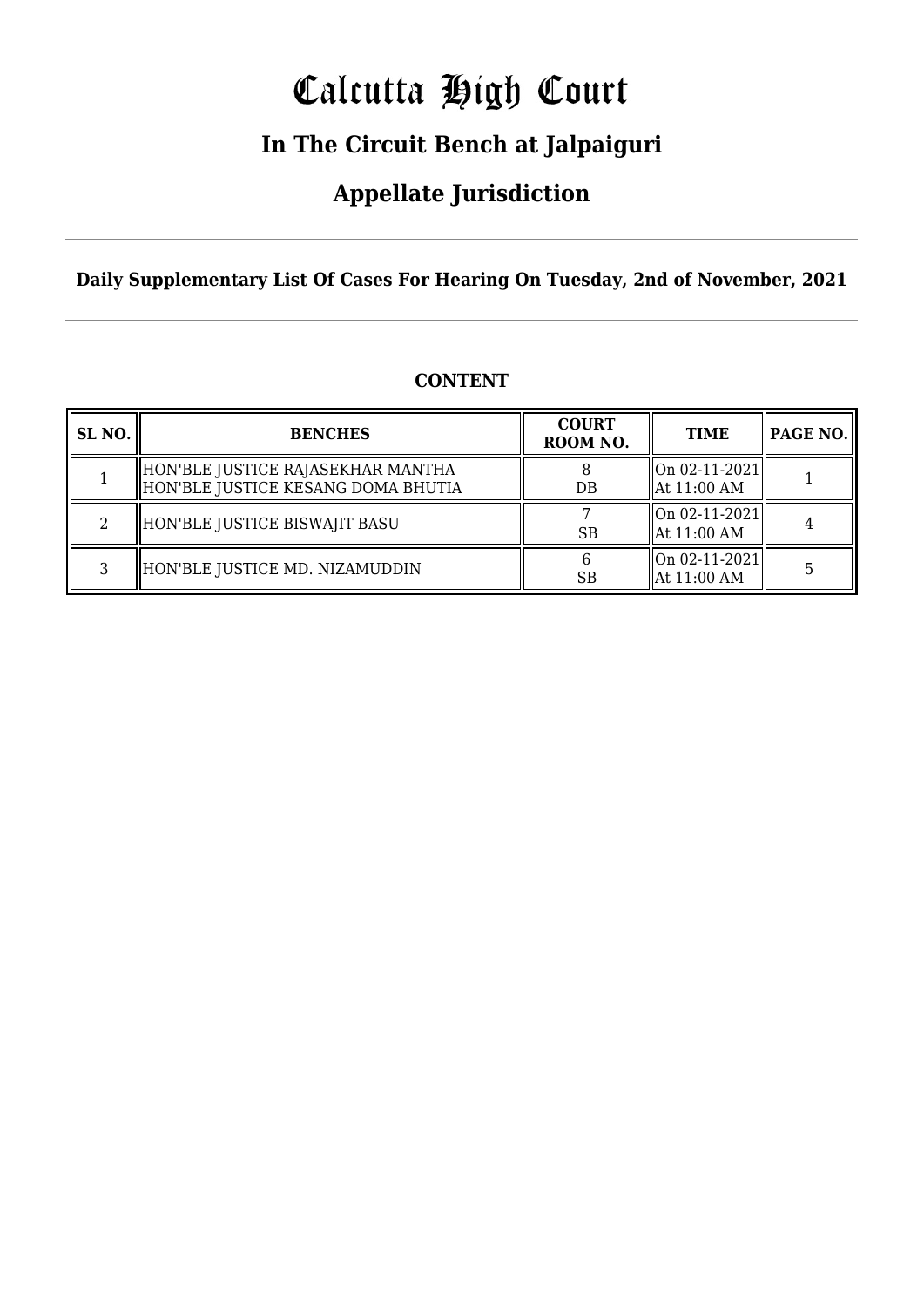# Calcutta High Court

## In The Circuit Bench at Jalpaiguri

## Appellate Jurisdiction

**Daily Supplementary List Of Cases For Hearing On Tuesday, 2nd of November, 2021**

**CONTENT**

| SL NO. | BENCHES | COURT ROOM NO. | TIME | PAGE NO. |
|---|---|---|---|---|
| 1 | HON'BLE JUSTICE RAJASEKHAR MANTHA<br>HON'BLE JUSTICE KESANG DOMA BHUTIA | 8<br>DB | On 02-11-2021<br>At 11:00 AM | 1 |
| 2 | HON'BLE JUSTICE BISWAJIT BASU | 7<br>SB | On 02-11-2021<br>At 11:00 AM | 4 |
| 3 | HON'BLE JUSTICE MD. NIZAMUDDIN | 6<br>SB | On 02-11-2021<br>At 11:00 AM | 5 |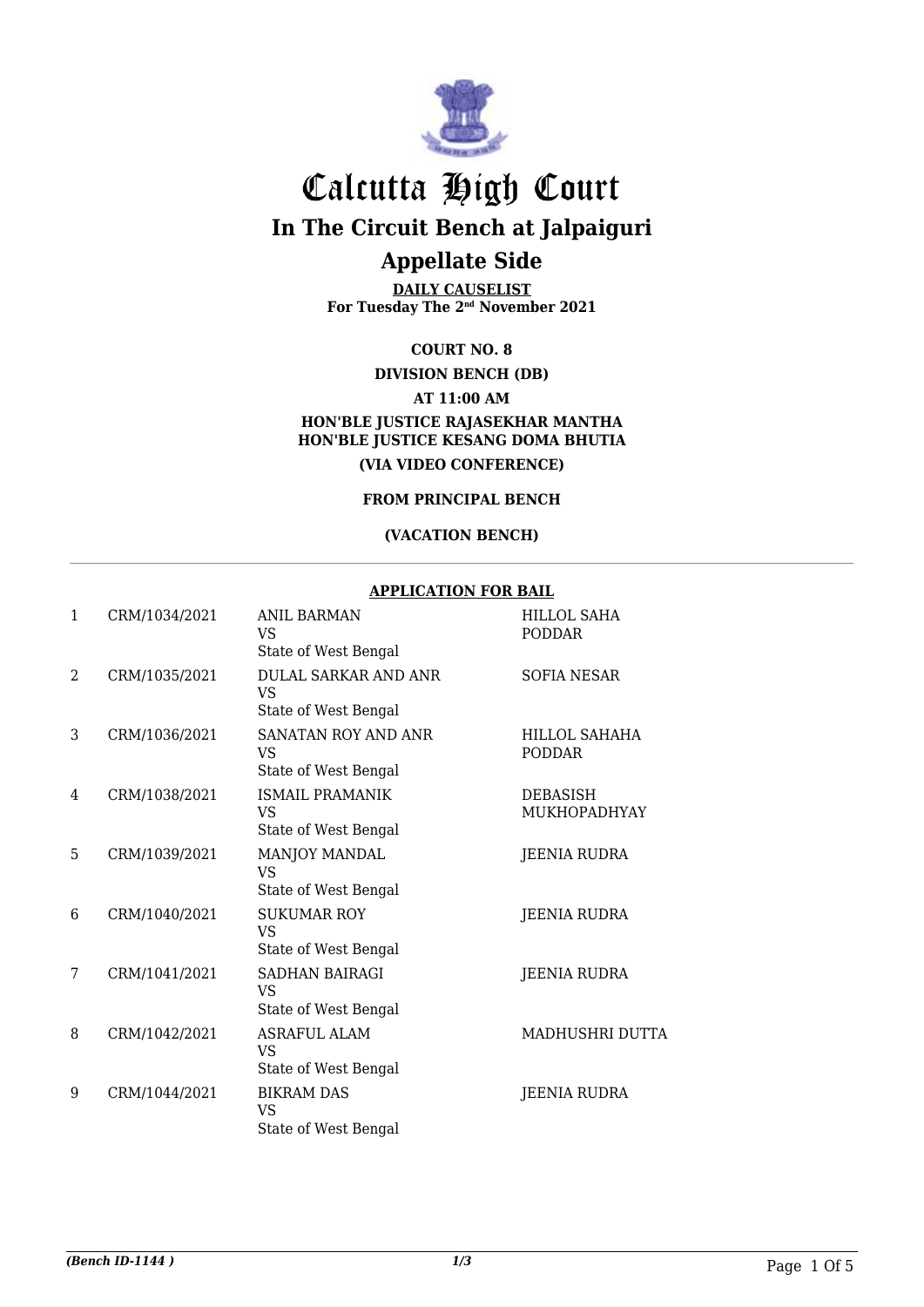# Calcutta High Court

## In The Circuit Bench at Jalpaiguri

## Appellate Side

**DAILY CAUSELIST**
**For Tuesday The 2nd November 2021**

**COURT NO. 8**

**DIVISION BENCH (DB)**

**AT 11:00 AM**

**HON'BLE JUSTICE RAJASEKHAR MANTHA**
**HON'BLE JUSTICE KESANG DOMA BHUTIA**

**(VIA VIDEO CONFERENCE)**

**FROM PRINCIPAL BENCH**

**(VACATION BENCH)**

**APPLICATION FOR BAIL**

| | | | |
|---|---|---|---|
| 1 | CRM/1034/2021 | ANIL BARMAN<br>VS<br>State of West Bengal | HILLOL SAHA PODDAR |
| 2 | CRM/1035/2021 | DULAL SARKAR AND ANR<br>VS<br>State of West Bengal | SOFIA NESAR |
| 3 | CRM/1036/2021 | SANATAN ROY AND ANR<br>VS<br>State of West Bengal | HILLOL SAHAHA PODDAR |
| 4 | CRM/1038/2021 | ISMAIL PRAMANIK<br>VS<br>State of West Bengal | DEBASISH MUKHOPADHYAY |
| 5 | CRM/1039/2021 | MANJOY MANDAL<br>VS<br>State of West Bengal | JEENIA RUDRA |
| 6 | CRM/1040/2021 | SUKUMAR ROY<br>VS<br>State of West Bengal | JEENIA RUDRA |
| 7 | CRM/1041/2021 | SADHAN BAIRAGI<br>VS<br>State of West Bengal | JEENIA RUDRA |
| 8 | CRM/1042/2021 | ASRAFUL ALAM<br>VS<br>State of West Bengal | MADHUSHRI DUTTA |
| 9 | CRM/1044/2021 | BIKRAM DAS<br>VS<br>State of West Bengal | JEENIA RUDRA |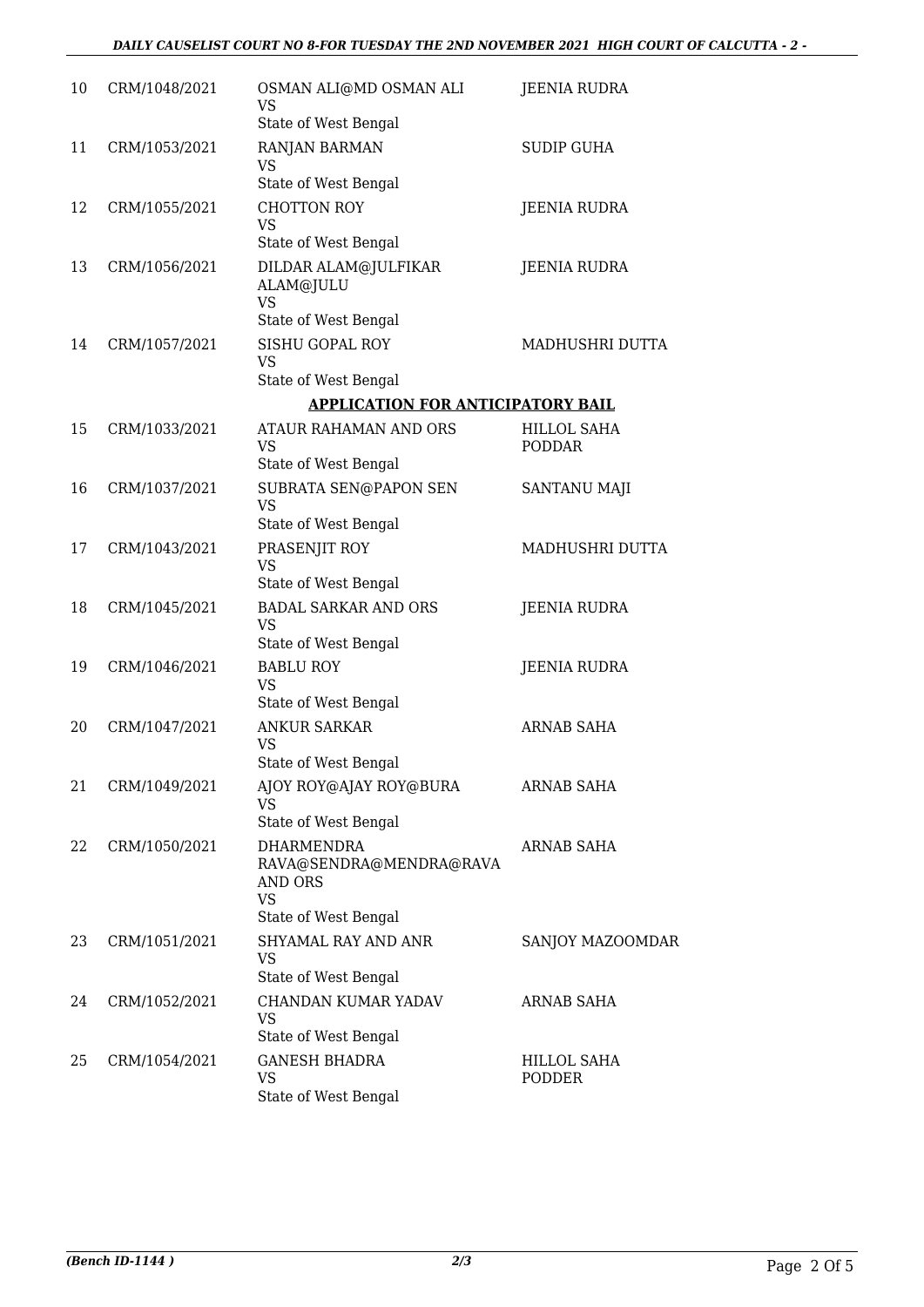| | | | |
|---|---|---|---|
| 10 | CRM/1048/2021 | OSMAN ALI@MD OSMAN ALI<br>VS<br>State of West Bengal | JEENIA RUDRA |
| 11 | CRM/1053/2021 | RANJAN BARMAN<br>VS<br>State of West Bengal | SUDIP GUHA |
| 12 | CRM/1055/2021 | CHOTTON ROY<br>VS<br>State of West Bengal | JEENIA RUDRA |
| 13 | CRM/1056/2021 | DILDAR ALAM@JULFIKAR ALAM@JULU<br>VS<br>State of West Bengal | JEENIA RUDRA |
| 14 | CRM/1057/2021 | SISHU GOPAL ROY<br>VS<br>State of West Bengal | MADHUSHRI DUTTA |

## APPLICATION FOR ANTICIPATORY BAIL

| | | | |
|---|---|---|---|
| 15 | CRM/1033/2021 | ATAUR RAHAMAN AND ORS<br>VS<br>State of West Bengal | HILLOL SAHA PODDAR |
| 16 | CRM/1037/2021 | SUBRATA SEN@PAPON SEN<br>VS<br>State of West Bengal | SANTANU MAJI |
| 17 | CRM/1043/2021 | PRASENJIT ROY<br>VS<br>State of West Bengal | MADHUSHRI DUTTA |
| 18 | CRM/1045/2021 | BADAL SARKAR AND ORS<br>VS<br>State of West Bengal | JEENIA RUDRA |
| 19 | CRM/1046/2021 | BABLU ROY<br>VS<br>State of West Bengal | JEENIA RUDRA |
| 20 | CRM/1047/2021 | ANKUR SARKAR<br>VS<br>State of West Bengal | ARNAB SAHA |
| 21 | CRM/1049/2021 | AJOY ROY@AJAY ROY@BURA<br>VS<br>State of West Bengal | ARNAB SAHA |
| 22 | CRM/1050/2021 | DHARMENDRA RAVA@SENDRA@MENDRA@RAVA AND ORS<br>VS<br>State of West Bengal | ARNAB SAHA |
| 23 | CRM/1051/2021 | SHYAMAL RAY AND ANR<br>VS<br>State of West Bengal | SANJOY MAZOOMDAR |
| 24 | CRM/1052/2021 | CHANDAN KUMAR YADAV<br>VS<br>State of West Bengal | ARNAB SAHA |
| 25 | CRM/1054/2021 | GANESH BHADRA<br>VS<br>State of West Bengal | HILLOL SAHA PODDER |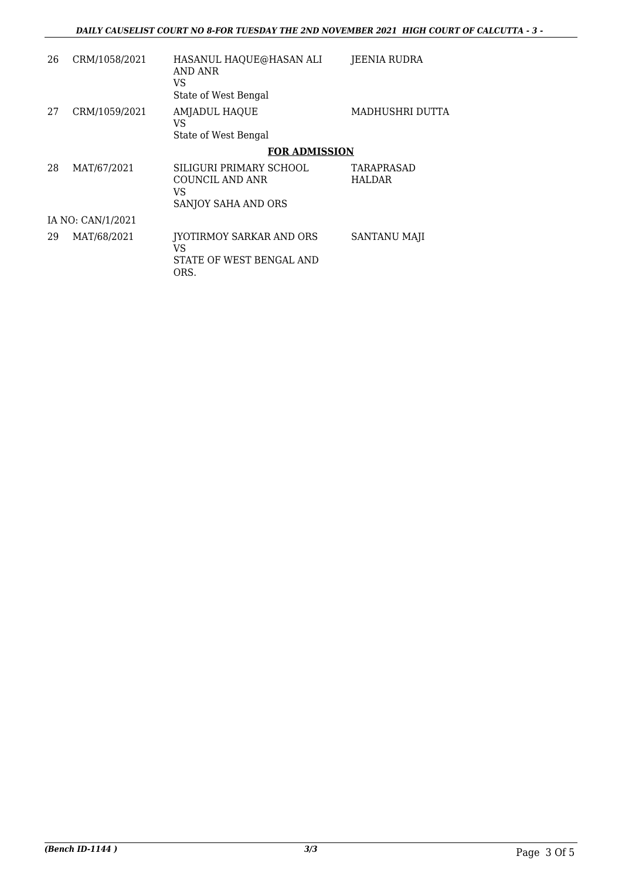| | | | |
|---|---|---|---|
| 26 | CRM/1058/2021 | HASANUL HAQUE@HASAN ALI AND ANR<br>VS<br>State of West Bengal | JEENIA RUDRA |
| 27 | CRM/1059/2021 | AMJADUL HAQUE<br>VS<br>State of West Bengal | MADHUSHRI DUTTA |

**FOR ADMISSION**

| | | | |
|---|---|---|---|
| 28 | MAT/67/2021 | SILIGURI PRIMARY SCHOOL COUNCIL AND ANR<br>VS<br>SANJOY SAHA AND ORS | TARAPRASAD HALDAR |
| IA NO: CAN/1/2021 | | | |
| 29 | MAT/68/2021 | JYOTIRMOY SARKAR AND ORS<br>VS<br>STATE OF WEST BENGAL AND ORS. | SANTANU MAJI |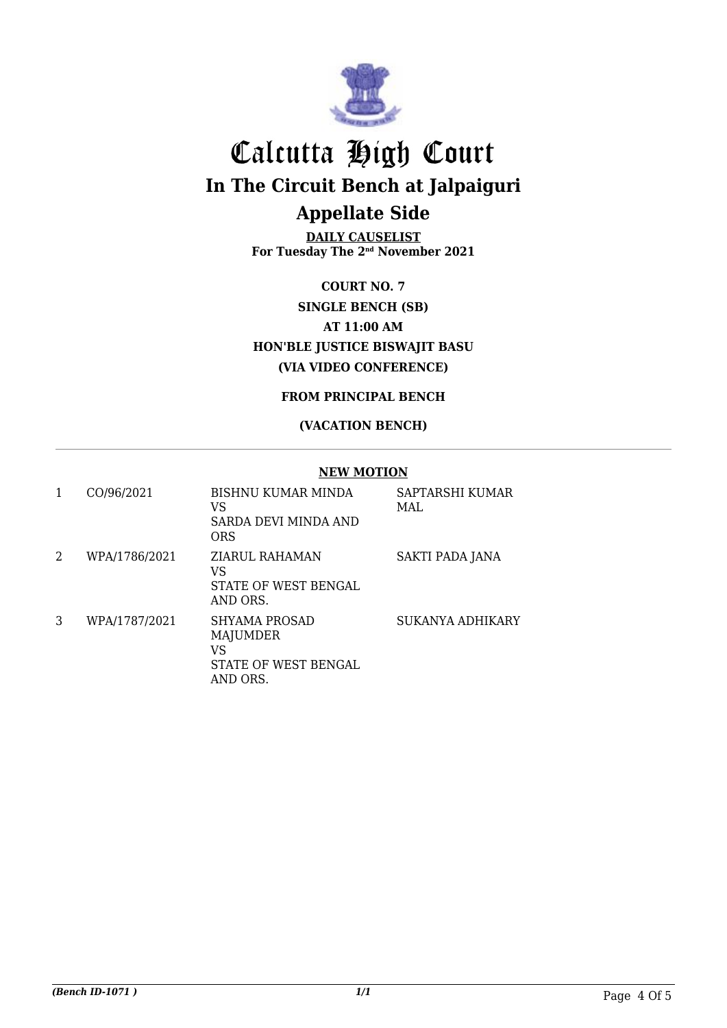# Calcutta High Court

## In The Circuit Bench at Jalpaiguri

## Appellate Side

**DAILY CAUSELIST**
**For Tuesday The 2nd November 2021**

**COURT NO. 7**

**SINGLE BENCH (SB)**

**AT 11:00 AM**

**HON'BLE JUSTICE BISWAJIT BASU**

**(VIA VIDEO CONFERENCE)**

**FROM PRINCIPAL BENCH**

**(VACATION BENCH)**

**NEW MOTION**

| | | | |
|---|---|---|---|
| 1 | CO/96/2021 | BISHNU KUMAR MINDA VS SARDA DEVI MINDA AND ORS | SAPTARSHI KUMAR MAL |
| 2 | WPA/1786/2021 | ZIARUL RAHAMAN VS STATE OF WEST BENGAL AND ORS. | SAKTI PADA JANA |
| 3 | WPA/1787/2021 | SHYAMA PROSAD MAJUMDER VS STATE OF WEST BENGAL AND ORS. | SUKANYA ADHIKARY |

*(Bench ID-1071 )*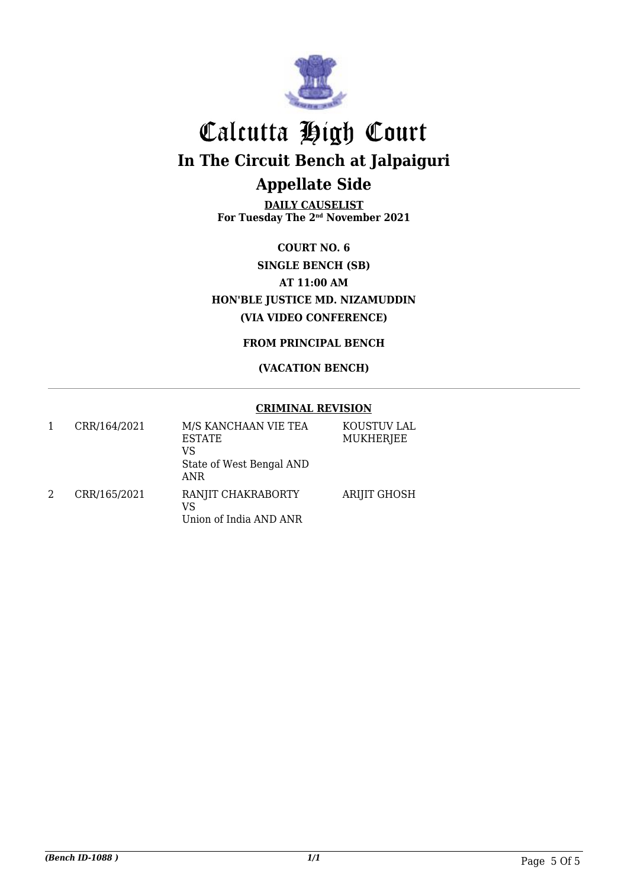# Calcutta High Court

## In The Circuit Bench at Jalpaiguri

## Appellate Side

**DAILY CAUSELIST**
**For Tuesday The 2nd November 2021**

**COURT NO. 6**
**SINGLE BENCH (SB)**
**AT 11:00 AM**
**HON'BLE JUSTICE MD. NIZAMUDDIN**
**(VIA VIDEO CONFERENCE)**

**FROM PRINCIPAL BENCH**

**(VACATION BENCH)**

---

**CRIMINAL REVISION**

| | | | |
|---|---|---|---|
| 1 | CRR/164/2021 | M/S KANCHAAN VIE TEA ESTATE<br>VS<br>State of West Bengal AND ANR | KOUSTUV LAL MUKHERJEE |
| 2 | CRR/165/2021 | RANJIT CHAKRABORTY<br>VS<br>Union of India AND ANR | ARIJIT GHOSH |

*(Bench ID-1088 )* 1/1